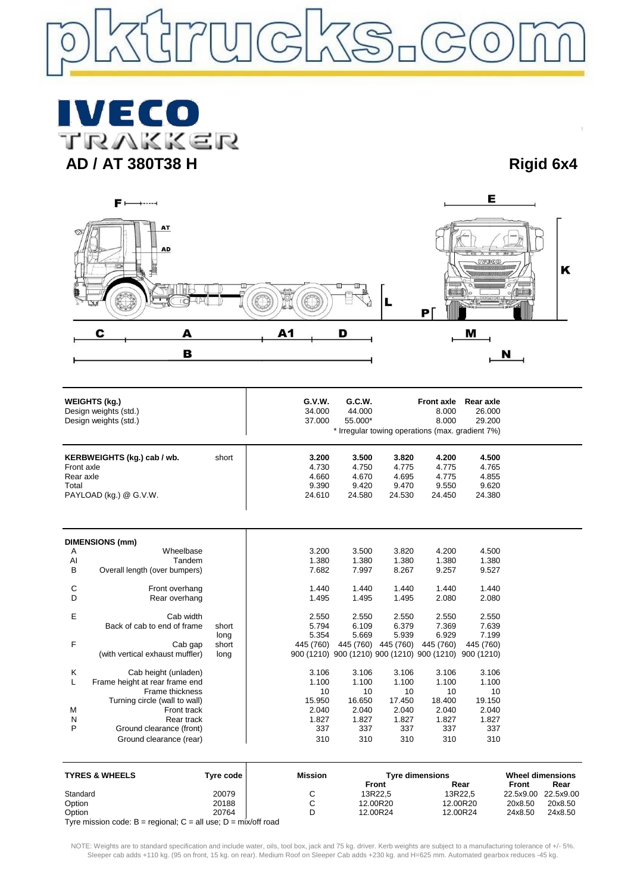pktrucks.com

# IVECO TRAKKER

## AD / AT 380T38 H

## Rigid 6x4

| WEIGHTS (kg.) | G.V.W. | G.C.W. | Front axle | Rear axle |
|---|---|---|---|---|
| Design weights (std.) | 34.000 | 44.000 | 8.000 | 26.000 |
| Design weights (std.) | 37.000 | 55.000* | 8.000 | 29.200 |

\* Irregular towing operations (max. gradient 7%)

| KERBWEIGHTS (kg.) cab / wb. | short | 3.200 | 3.500 | 3.820 | 4.200 | 4.500 |
|---|---|---|---|---|---|---|
| Front axle | | 4.730 | 4.750 | 4.775 | 4.775 | 4.765 |
| Rear axle | | 4.660 | 4.670 | 4.695 | 4.775 | 4.855 |
| Total | | 9.390 | 9.420 | 9.470 | 9.550 | 9.620 |
| PAYLOAD (kg.) @ G.V.W. | | 24.610 | 24.580 | 24.530 | 24.450 | 24.380 |

| DIMENSIONS (mm) | | | | | | | | |
|---|---|---|---|---|---|---|---|---|
| A | Wheelbase | | 3.200 | 3.500 | 3.820 | 4.200 | 4.500 |
| AI | Tandem | | 1.380 | 1.380 | 1.380 | 1.380 | 1.380 |
| B | Overall length (over bumpers) | | 7.682 | 7.997 | 8.267 | 9.257 | 9.527 |
| C | Front overhang | | 1.440 | 1.440 | 1.440 | 1.440 | 1.440 |
| D | Rear overhang | | 1.495 | 1.495 | 1.495 | 2.080 | 2.080 |
| E | Cab width | | 2.550 | 2.550 | 2.550 | 2.550 | 2.550 |
| | Back of cab to end of frame | short | 5.794 | 6.109 | 6.379 | 7.369 | 7.639 |
| | | long | 5.354 | 5.669 | 5.939 | 6.929 | 7.199 |
| F | Cab gap | short | 445 (760) | 445 (760) | 445 (760) | 445 (760) | 445 (760) |
| | (with vertical exhaust muffler) | long | 900 (1210) | 900 (1210) | 900 (1210) | 900 (1210) | 900 (1210) |
| K | Cab height (unladen) | | 3.106 | 3.106 | 3.106 | 3.106 | 3.106 |
| L | Frame height at rear frame end | | 1.100 | 1.100 | 1.100 | 1.100 | 1.100 |
| | Frame thickness | | 10 | 10 | 10 | 10 | 10 |
| | Turning circle (wall to wall) | | 15.950 | 16.650 | 17.450 | 18.400 | 19.150 |
| M | Front track | | 2.040 | 2.040 | 2.040 | 2.040 | 2.040 |
| N | Rear track | | 1.827 | 1.827 | 1.827 | 1.827 | 1.827 |
| P | Ground clearance (front) | | 337 | 337 | 337 | 337 | 337 |
| | Ground clearance (rear) | | 310 | 310 | 310 | 310 | 310 |

| TYRES & WHEELS | Tyre code | Mission | Tyre dimensions Front | Tyre dimensions Rear | Wheel dimensions Front | Wheel dimensions Rear |
|---|---|---|---|---|---|---|
| Standard | 20079 | C | 13R22,5 | 13R22,5 | 22.5x9.00 | 22.5x9.00 |
| Option | 20188 | C | 12.00R20 | 12.00R20 | 20x8.50 | 20x8.50 |
| Option | 20764 | D | 12.00R24 | 12.00R24 | 24x8.50 | 24x8.50 |

Tyre mission code: B = regional; C = all use; D = mix/off road

NOTE: Weights are to standard specification and include water, oils, tool box, jack and 75 kg. driver. Kerb weights are subject to a manufacturing tolerance of +/- 5%. Sleeper cab adds +110 kg. (95 on front, 15 kg. on rear). Medium Roof on Sleeper Cab adds +230 kg. and H=625 mm. Automated gearbox reduces -45 kg.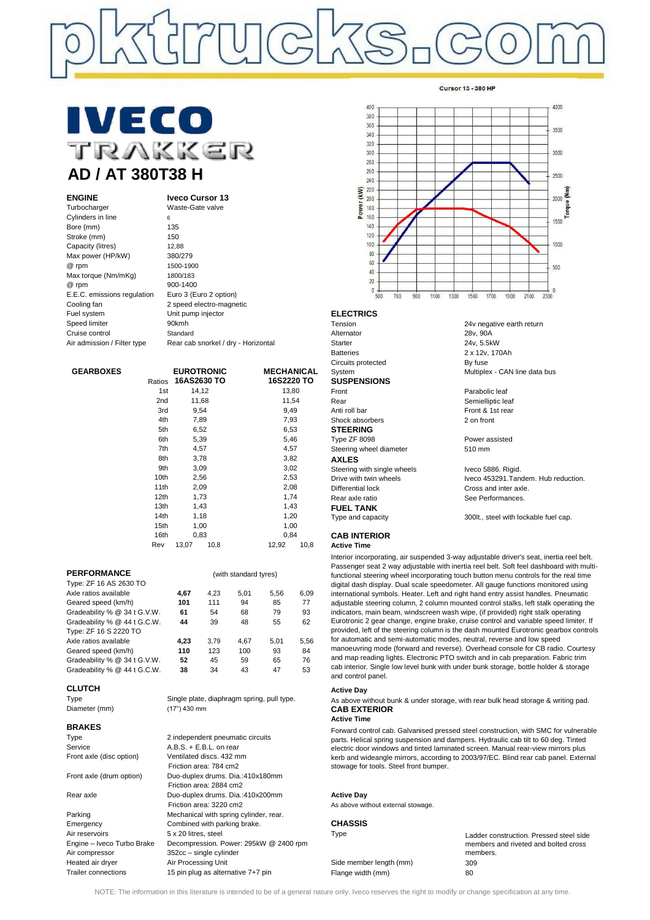pktrucks.com

# IVECO TRAKKER

## AD / AT 380T38 H

### ENGINE

| | |
|---|---|
| **ENGINE** | **Iveco Cursor 13** |
| Turbocharger | Waste-Gate valve |
| Cylinders in line | 6 |
| Bore (mm) | 135 |
| Stroke (mm) | 150 |
| Capacity (litres) | 12,88 |
| Max power (HP/kW) | 380/279 |
| @ rpm | 1500-1900 |
| Max torque (Nm/mKg) | 1800/183 |
| @ rpm | 900-1400 |
| E.E.C. emissions regulation | Euro 3 (Euro 2 option) |
| Cooling fan | 2 speed electro-magnetic |
| Fuel system | Unit pump injector |
| Speed limiter | 90kmh |
| Cruise control | Standard |
| Air admission / Filter type | Rear cab snorkel / dry - Horizontal |

Cursor 13 - 380 HP

Power (kW): 0, 20, 40, 60, 80, 100, 120, 140, 160, 180, 200, 220, 240, 260, 280, 300, 320, 340, 360, 380, 400

Torque (Nm): 0, 500, 1000, 1500, 2000, 2500, 3000, 3500, 4000

500, 700, 900, 1100, 1300, 1500, 1700, 1900, 2100, 2300

### GEARBOXES

| Ratios | EUROTRONIC 16AS2630 TO | | MECHANICAL 16S2220 TO | |
|---|---|---|---|---|
| 1st | 14,12 | | 13,80 | |
| 2nd | 11,68 | | 11,54 | |
| 3rd | 9,54 | | 9,49 | |
| 4th | 7,89 | | 7,93 | |
| 5th | 6,52 | | 6,53 | |
| 6th | 5,39 | | 5,46 | |
| 7th | 4,57 | | 4,57 | |
| 8th | 3,78 | | 3,82 | |
| 9th | 3,09 | | 3,02 | |
| 10th | 2,56 | | 2,53 | |
| 11th | 2,09 | | 2,08 | |
| 12th | 1,73 | | 1,74 | |
| 13th | 1,43 | | 1,43 | |
| 14th | 1,18 | | 1,20 | |
| 15th | 1,00 | | 1,00 | |
| 16th | 0,83 | | 0,84 | |
| Rev | 13,07 | 10,8 | 12,92 | 10,8 |

### PERFORMANCE

(with standard tyres)

| | | | | | |
|---|---|---|---|---|---|
| Type: ZF 16 AS 2630 TO | | | | | |
| Axle ratios available | **4,67** | 4,23 | 5,01 | 5,56 | 6,09 |
| Geared speed (km/h) | **101** | 111 | 94 | 85 | 77 |
| Gradeability % @ 34 t G.V.W. | **61** | 54 | 68 | 79 | 93 |
| Gradeability % @ 44 t G.C.W. | **44** | 39 | 48 | 55 | 62 |
| Type: ZF 16 S 2220 TO | | | | | |
| Axle ratios available | **4,23** | 3,79 | 4,67 | 5,01 | 5,56 |
| Geared speed (km/h) | **110** | 123 | 100 | 93 | 84 |
| Gradeability % @ 34 t G.V.W. | **52** | 45 | 59 | 65 | 76 |
| Gradeability % @ 44 t G.C.W. | **38** | 34 | 43 | 47 | 53 |

### CLUTCH

| | |
|---|---|
| Type | Single plate, diaphragm spring, pull type. |
| Diameter (mm) | (17") 430 mm |

### BRAKES

| | |
|---|---|
| Type | 2 independent pneumatic circuits |
| Service | A.B.S. + E.B.L. on rear |
| Front axle (disc option) | Ventilated discs. 432 mm<br>Friction area: 784 cm2 |
| Front axle (drum option) | Duo-duplex drums. Dia.:410x180mm<br>Friction area: 2884 cm2 |
| Rear axle | Duo-duplex drums. Dia.:410x200mm<br>Friction area: 3220 cm2 |
| Parking | Mechanical with spring cylinder, rear. |
| Emergency | Combined with parking brake. |
| Air reservoirs | 5 x 20 litres, steel |
| Engine – Iveco Turbo Brake | Decompression. Power: 295kW @ 2400 rpm |
| Air compressor | 352cc – single cylinder |
| Heated air dryer | Air Processing Unit |
| Trailer connections | 15 pin plug as alternative 7+7 pin |

### ELECTRICS

| | |
|---|---|
| Tension | 24v negative earth return |
| Alternator | 28v, 90A |
| Starter | 24v, 5.5kW |
| Batteries | 2 x 12v, 170Ah |
| Circuits protected | By fuse |
| System | Multiplex - CAN line data bus |

### SUSPENSIONS

| | |
|---|---|
| Front | Parabolic leaf |
| Rear | Semielliptic leaf |
| Anti roll bar | Front & 1st rear |
| Shock absorbers | 2 on front |

### STEERING

| | |
|---|---|
| Type ZF 8098 | Power assisted |
| Steering wheel diameter | 510 mm |

### AXLES

| | |
|---|---|
| Steering with single wheels | Iveco 5886. Rigid. |
| Drive with twin wheels | Iveco 453291.Tandem. Hub reduction. |
| Differential lock | Cross and inter axle. |
| Rear axle ratio | See Performances. |

### FUEL TANK

| | |
|---|---|
| Type and capacity | 300lt., steel with lockable fuel cap. |

### CAB INTERIOR

**Active Time**

Interior incorporating, air suspended 3-way adjustable driver's seat, inertia reel belt. Passenger seat 2 way adjustable with inertia reel belt. Soft feel dashboard with multi-functional steering wheel incorporating touch button menu controls for the real time digital dash display. Dual scale speedometer. All gauge functions monitored using international symbols. Heater. Left and right hand entry assist handles. Pneumatic adjustable steering column, 2 column mounted control stalks, left stalk operating the indicators, main beam, windscreen wash wipe, (if provided) right stalk operating Eurotronic 2 gear change, engine brake, cruise control and variable speed limiter. If provided, left of the steering column is the dash mounted Eurotronic gearbox controls for automatic and semi-automatic modes, neutral, reverse and low speed manoeuvring mode (forward and reverse). Overhead console for CB radio. Courtesy and map reading lights. Electronic PTO switch and in cab preparation. Fabric trim cab interior. Single low level bunk with under bunk storage, bottle holder & storage and control panel.

**Active Day**

As above without bunk & under storage, with rear bulk head storage & writing pad.

### CAB EXTERIOR

**Active Time**

Forward control cab. Galvanised pressed steel construction, with SMC for vulnerable parts. Helical spring suspension and dampers. Hydraulic cab tilt to 60 deg. Tinted electric door windows and tinted laminated screen. Manual rear-view mirrors plus kerb and wideangle mirrors, according to 2003/97/EC. Blind rear cab panel. External stowage for tools. Steel front bumper.

**Active Day**

As above without external stowage.

### CHASSIS

| | |
|---|---|
| Type | Ladder construction. Pressed steel side members and riveted and bolted cross members. |
| Side member length (mm) | 309 |
| Flange width (mm) | 80 |

NOTE: The information in this literature is intended to be of a general nature only. Iveco reserves the right to modify or change specification at any time.